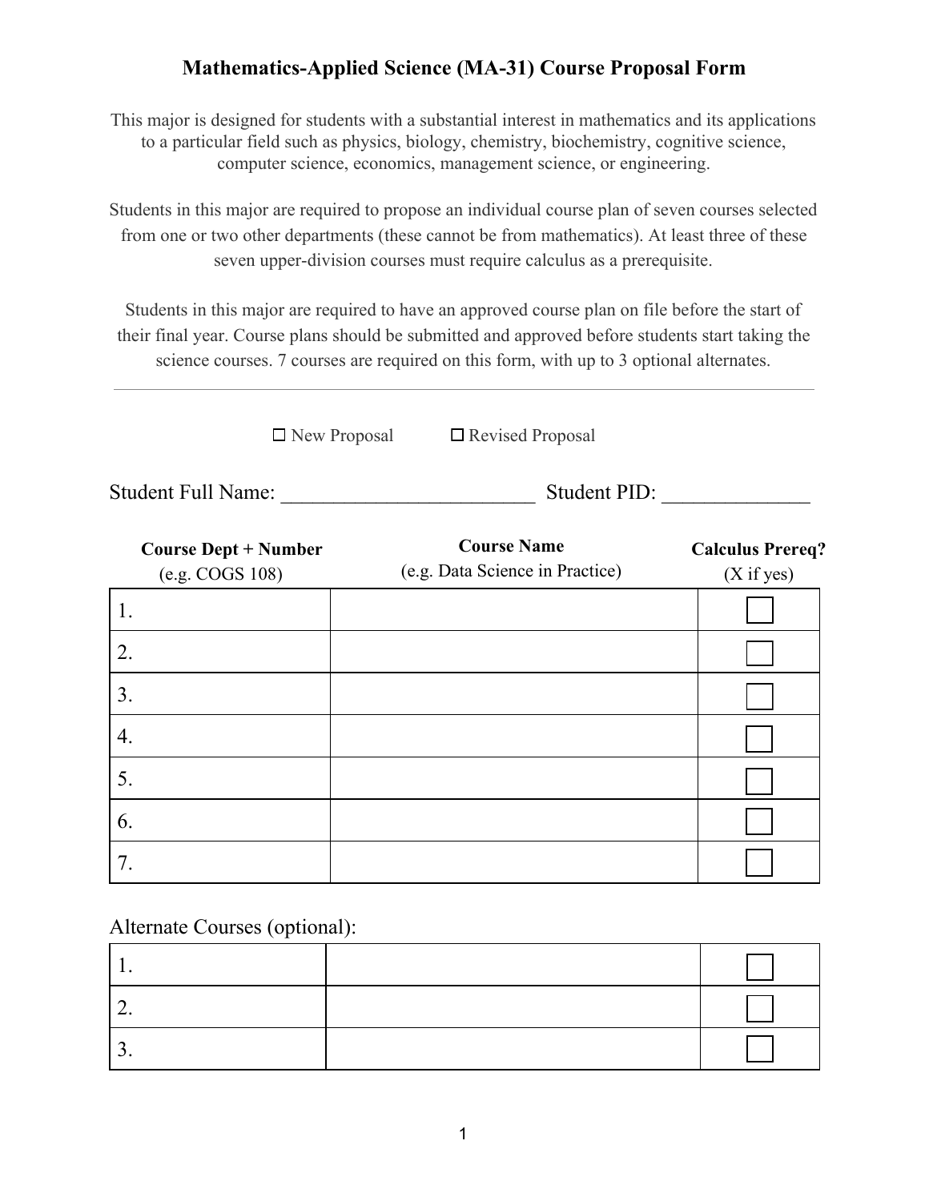# Mathematics-Applied Science (MA-31) Course Proposal Form

This major is designed for students with a substantial interest in mathematics and its applications to a particular field such as physics, biology, chemistry, biochemistry, cognitive science, computer science, economics, management science, or engineering.

Students in this major are required to propose an individual course plan of seven courses selected from one or two other departments (these cannot be from mathematics). At least three of these seven upper-division courses must require calculus as a prerequisite.

Students in this major are required to have an approved course plan on file before the start of their final year. Course plans should be submitted and approved before students start taking the science courses. 7 courses are required on this form, with up to 3 optional alternates.

---

☐ New Proposal ☐ Revised Proposal

Student Full Name: ________________________ Student PID: ______________

| Course Dept + Number (e.g. COGS 108) | Course Name (e.g. Data Science in Practice) | Calculus Prereq? (X if yes) |
| --- | --- | --- |
| 1. | | ☐ |
| 2. | | ☐ |
| 3. | | ☐ |
| 4. | | ☐ |
| 5. | | ☐ |
| 6. | | ☐ |
| 7. | | ☐ |

Alternate Courses (optional):

| | | |
| --- | --- | --- |
| 1. | | ☐ |
| 2. | | ☐ |
| 3. | | ☐ |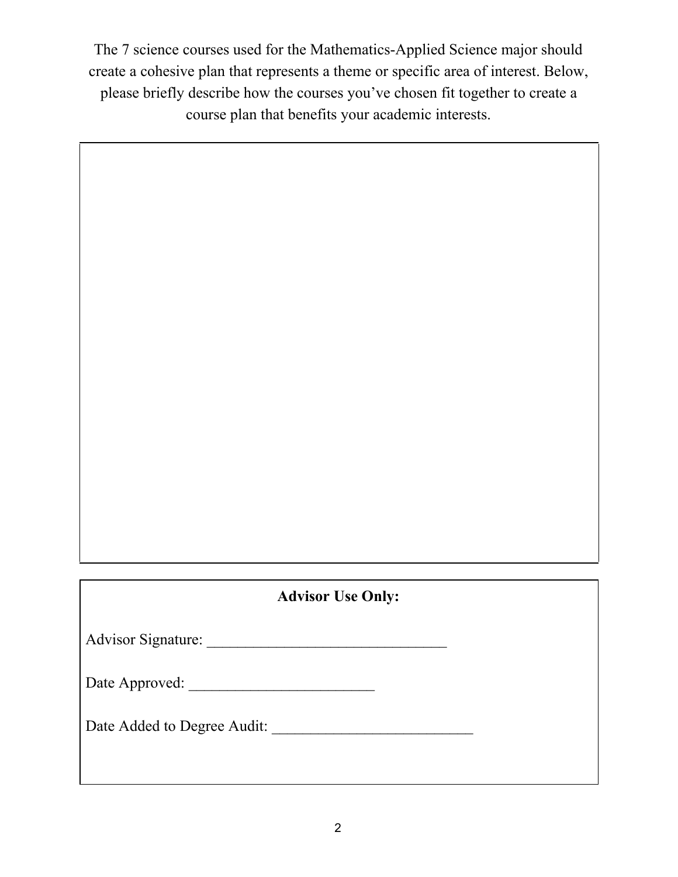The 7 science courses used for the Mathematics-Applied Science major should create a cohesive plan that represents a theme or specific area of interest. Below, please briefly describe how the courses you've chosen fit together to create a course plan that benefits your academic interests.

**Advisor Use Only:**

Advisor Signature: _______________________________

Date Approved: ________________________

Date Added to Degree Audit: __________________________